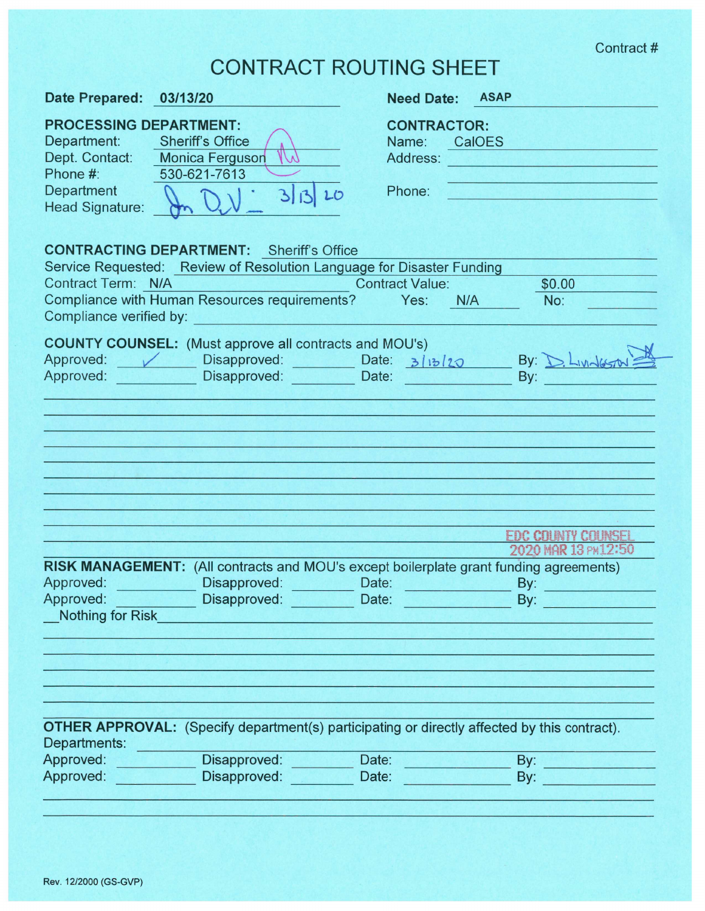Contract #

# CONTRACT ROUTING SHEET

**Date Prepared:** 03/13/20 **Need Date:** ASAP

**PROCESSING DEPARTMENT:**
Department: Sheriff's Office
Dept. Contact: Monica Ferguson
Phone #: 530-621-7613
Department Head Signature: [signature] 3/13/20

**CONTRACTOR:**
Name: CalOES
Address:
Phone:

**CONTRACTING DEPARTMENT:** Sheriff's Office
Service Requested: Review of Resolution Language for Disaster Funding
Contract Term: N/A Contract Value: $0.00
Compliance with Human Resources requirements? Yes: N/A No:
Compliance verified by:

**COUNTY COUNSEL:** (Must approve all contracts and MOU's)

| Approved: | Disapproved: | Date: | By: |
|---|---|---|---|
| ✓ | | 3/13/20 | D. Livingston |
| | | | |

EDC COUNTY COUNSEL
2020 MAR 13 PM12:50

**RISK MANAGEMENT:** (All contracts and MOU's except boilerplate grant funding agreements)

| Approved: | Disapproved: | Date: | By: |
|---|---|---|---|
| | | | |
| | | | |

__Nothing for Risk

**OTHER APPROVAL:** (Specify department(s) participating or directly affected by this contract).
Departments:

| Approved: | Disapproved: | Date: | By: |
|---|---|---|---|
| | | | |
| | | | |

Rev. 12/2000 (GS-GVP)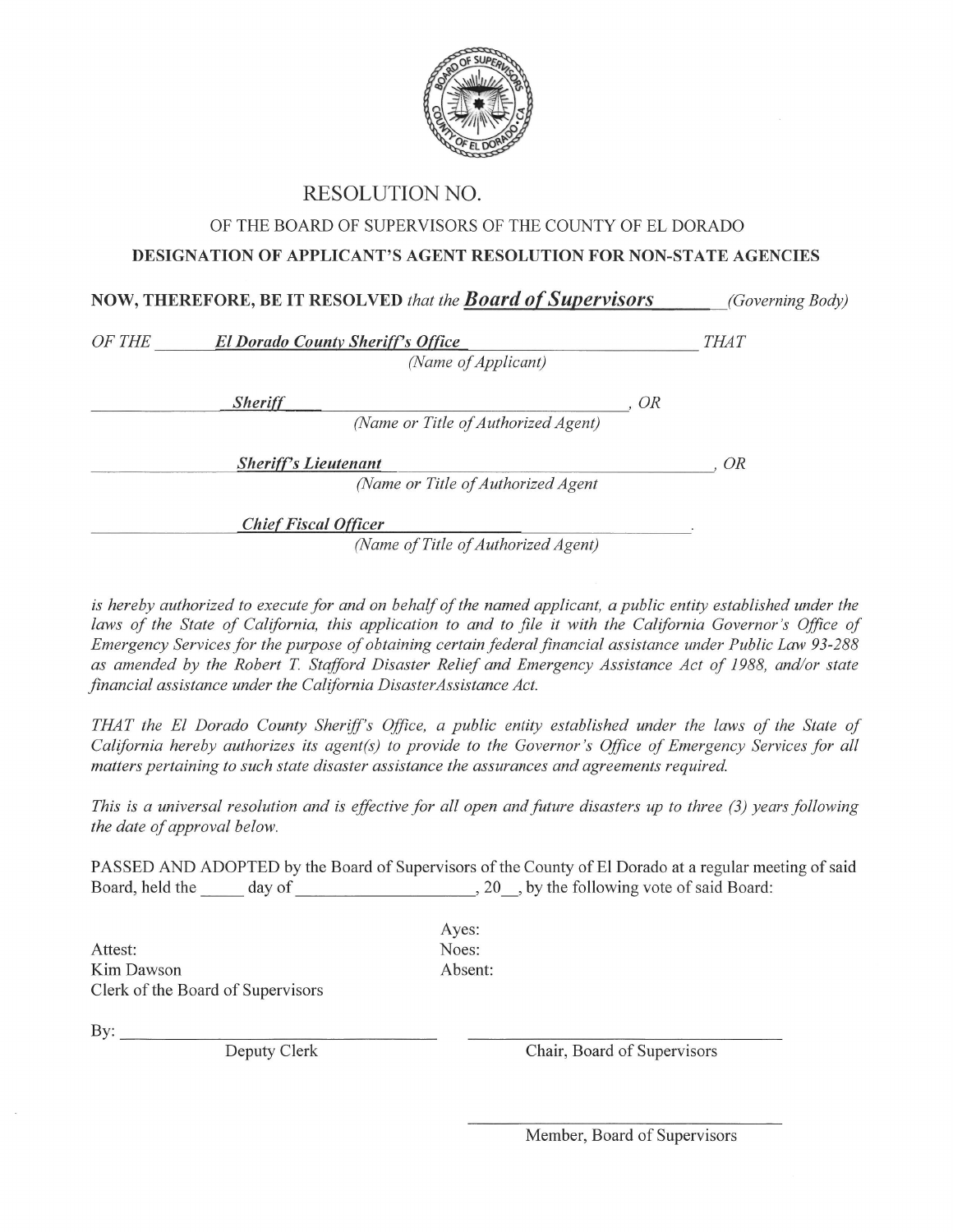# RESOLUTION NO.

## OF THE BOARD OF SUPERVISORS OF THE COUNTY OF EL DORADO

### DESIGNATION OF APPLICANT'S AGENT RESOLUTION FOR NON-STATE AGENCIES

**NOW, THEREFORE, BE IT RESOLVED** *that the* ***Board of Supervisors*** *(Governing Body)*

*OF THE* ***El Dorado County Sheriff's Office*** *THAT*
*(Name of Applicant)*

***Sheriff***, *OR*
*(Name or Title of Authorized Agent)*

***Sheriff's Lieutenant***, *OR*
*(Name or Title of Authorized Agent*

***Chief Fiscal Officer***.
*(Name of Title of Authorized Agent)*

*is hereby authorized to execute for and on behalf of the named applicant, a public entity established under the laws of the State of California, this application to and to file it with the California Governor's Office of Emergency Services for the purpose of obtaining certain federal financial assistance under Public Law 93-288 as amended by the Robert T. Stafford Disaster Relief and Emergency Assistance Act of 1988, and/or state financial assistance under the California DisasterAssistance Act.*

*THAT the El Dorado County Sheriff's Office, a public entity established under the laws of the State of California hereby authorizes its agent(s) to provide to the Governor's Office of Emergency Services for all matters pertaining to such state disaster assistance the assurances and agreements required.*

*This is a universal resolution and is effective for all open and future disasters up to three (3) years following the date of approval below.*

PASSED AND ADOPTED by the Board of Supervisors of the County of El Dorado at a regular meeting of said Board, held the _____ day of ____________________, 20__, by the following vote of said Board:

Ayes:
Noes:
Absent:

Attest:
Kim Dawson
Clerk of the Board of Supervisors

By: ______________________________
Deputy Clerk

______________________________
Chair, Board of Supervisors

______________________________
Member, Board of Supervisors